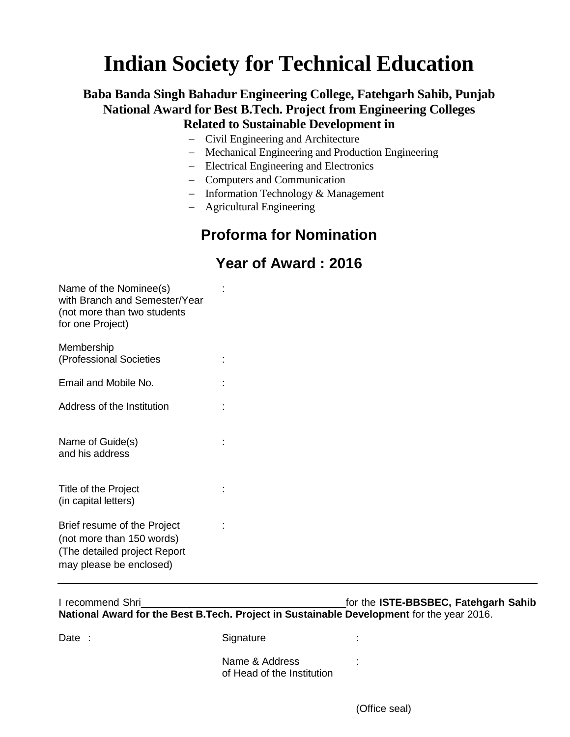# Indian Society for Technical Education

### Baba Banda Singh Bahadur Engineering College, Fatehgarh Sahib, Punjab
### National Award for Best B.Tech. Project from Engineering Colleges
### Related to Sustainable Development in

- Civil Engineering and Architecture
- Mechanical Engineering and Production Engineering
- Electrical Engineering and Electronics
- Computers and Communication
- Information Technology & Management
- Agricultural Engineering

## Proforma for Nomination

## Year of Award : 2016

Name of the Nominee(s) with Branch and Semester/Year (not more than two students for one Project) :

Membership (Professional Societies :

Email and Mobile No. :

Address of the Institution :

Name of Guide(s) and his address :

Title of the Project (in capital letters) :

Brief resume of the Project (not more than 150 words) (The detailed project Report may please be enclosed) :

---

I recommend Shri\_\_\_\_\_\_\_\_\_\_\_\_\_\_\_\_\_\_\_\_\_\_\_\_\_\_\_\_\_\_\_\_\_\_\_for the **ISTE-BBSBEC, Fatehgarh Sahib National Award for the Best B.Tech. Project in Sustainable Development** for the year 2016.

Date :

Signature :

Name & Address of Head of the Institution :

(Office seal)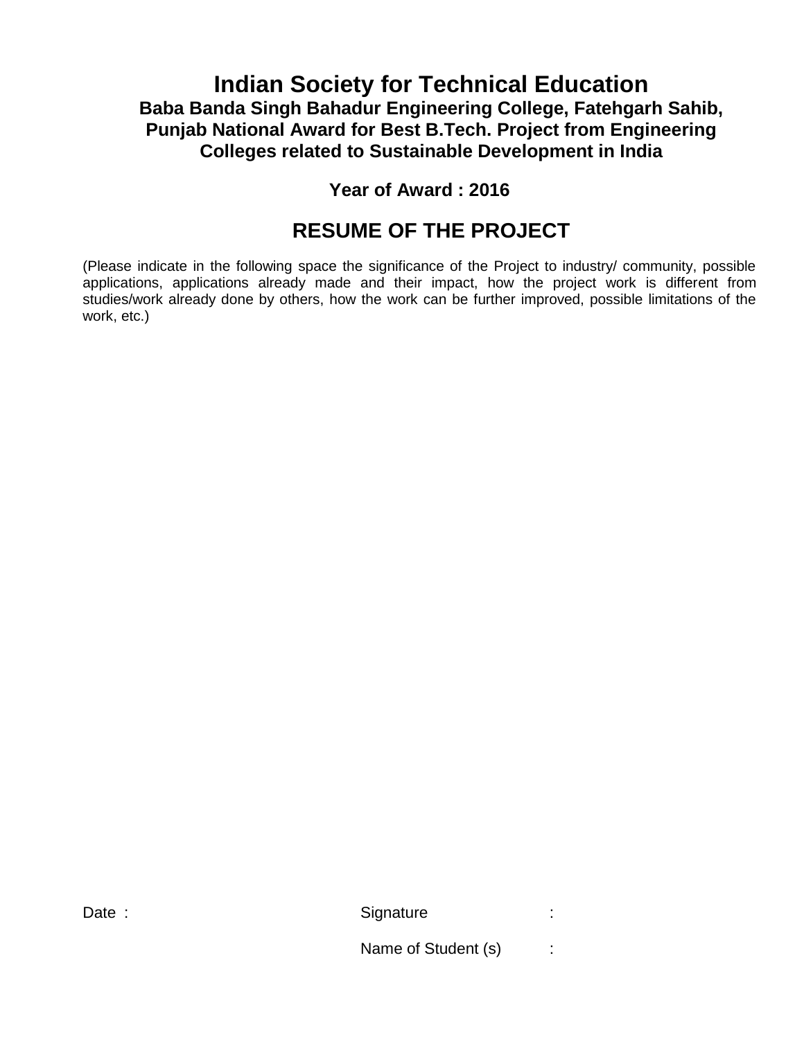# Indian Society for Technical Education

**Baba Banda Singh Bahadur Engineering College, Fatehgarh Sahib, Punjab National Award for Best B.Tech. Project from Engineering Colleges related to Sustainable Development in India**

**Year of Award : 2016**

## RESUME OF THE PROJECT

(Please indicate in the following space the significance of the Project to industry/ community, possible applications, applications already made and their impact, how the project work is different from studies/work already done by others, how the work can be further improved, possible limitations of the work, etc.)

Date :

Signature :

Name of Student (s) :